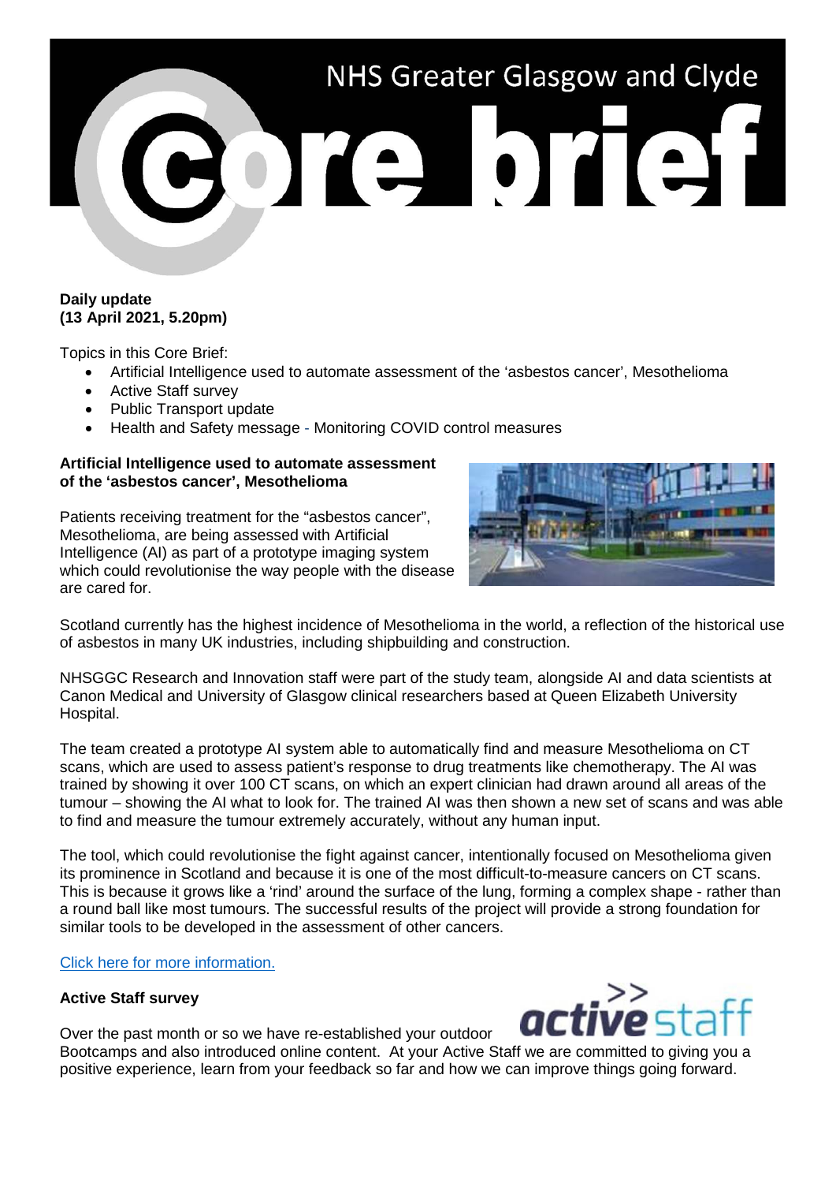# NHS Greater Glasgow and Clyde Core brief

**Daily update**
**(13 April 2021, 5.20pm)**

Topics in this Core Brief:

- Artificial Intelligence used to automate assessment of the 'asbestos cancer', Mesothelioma
- Active Staff survey
- Public Transport update
- Health and Safety message - Monitoring COVID control measures

## Artificial Intelligence used to automate assessment of the 'asbestos cancer', Mesothelioma

Patients receiving treatment for the "asbestos cancer", Mesothelioma, are being assessed with Artificial Intelligence (AI) as part of a prototype imaging system which could revolutionise the way people with the disease are cared for.

Scotland currently has the highest incidence of Mesothelioma in the world, a reflection of the historical use of asbestos in many UK industries, including shipbuilding and construction.

NHSGGC Research and Innovation staff were part of the study team, alongside AI and data scientists at Canon Medical and University of Glasgow clinical researchers based at Queen Elizabeth University Hospital.

The team created a prototype AI system able to automatically find and measure Mesothelioma on CT scans, which are used to assess patient's response to drug treatments like chemotherapy. The AI was trained by showing it over 100 CT scans, on which an expert clinician had drawn around all areas of the tumour – showing the AI what to look for. The trained AI was then shown a new set of scans and was able to find and measure the tumour extremely accurately, without any human input.

The tool, which could revolutionise the fight against cancer, intentionally focused on Mesothelioma given its prominence in Scotland and because it is one of the most difficult-to-measure cancers on CT scans. This is because it grows like a 'rind' around the surface of the lung, forming a complex shape - rather than a round ball like most tumours. The successful results of the project will provide a strong foundation for similar tools to be developed in the assessment of other cancers.

Click here for more information.

## Active Staff survey

Over the past month or so we have re-established your outdoor Bootcamps and also introduced online content. At your Active Staff we are committed to giving you a positive experience, learn from your feedback so far and how we can improve things going forward.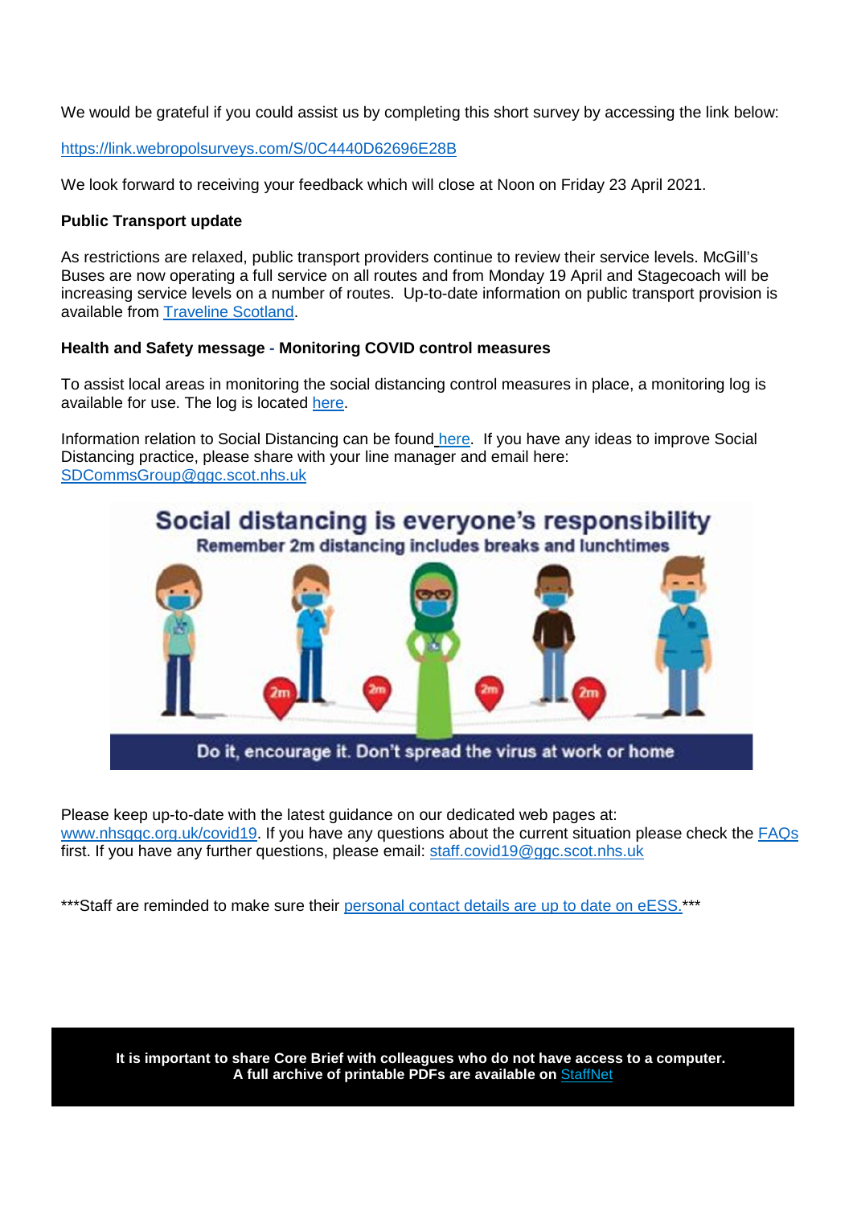We would be grateful if you could assist us by completing this short survey by accessing the link below:

https://link.webropolsurveys.com/S/0C4440D62696E28B

We look forward to receiving your feedback which will close at Noon on Friday 23 April 2021.

**Public Transport update**

As restrictions are relaxed, public transport providers continue to review their service levels. McGill's Buses are now operating a full service on all routes and from Monday 19 April and Stagecoach will be increasing service levels on a number of routes. Up-to-date information on public transport provision is available from Traveline Scotland.

**Health and Safety message - Monitoring COVID control measures**

To assist local areas in monitoring the social distancing control measures in place, a monitoring log is available for use. The log is located here.

Information relation to Social Distancing can be found here. If you have any ideas to improve Social Distancing practice, please share with your line manager and email here: SDCommsGroup@ggc.scot.nhs.uk

Social distancing is everyone's responsibility

Remember 2m distancing includes breaks and lunchtimes

2m

2m

2m

2m

Do it, encourage it. Don't spread the virus at work or home

Please keep up-to-date with the latest guidance on our dedicated web pages at: www.nhsggc.org.uk/covid19. If you have any questions about the current situation please check the FAQs first. If you have any further questions, please email: staff.covid19@ggc.scot.nhs.uk

***Staff are reminded to make sure their personal contact details are up to date on eESS.***

**It is important to share Core Brief with colleagues who do not have access to a computer.**
**A full archive of printable PDFs are available on** StaffNet